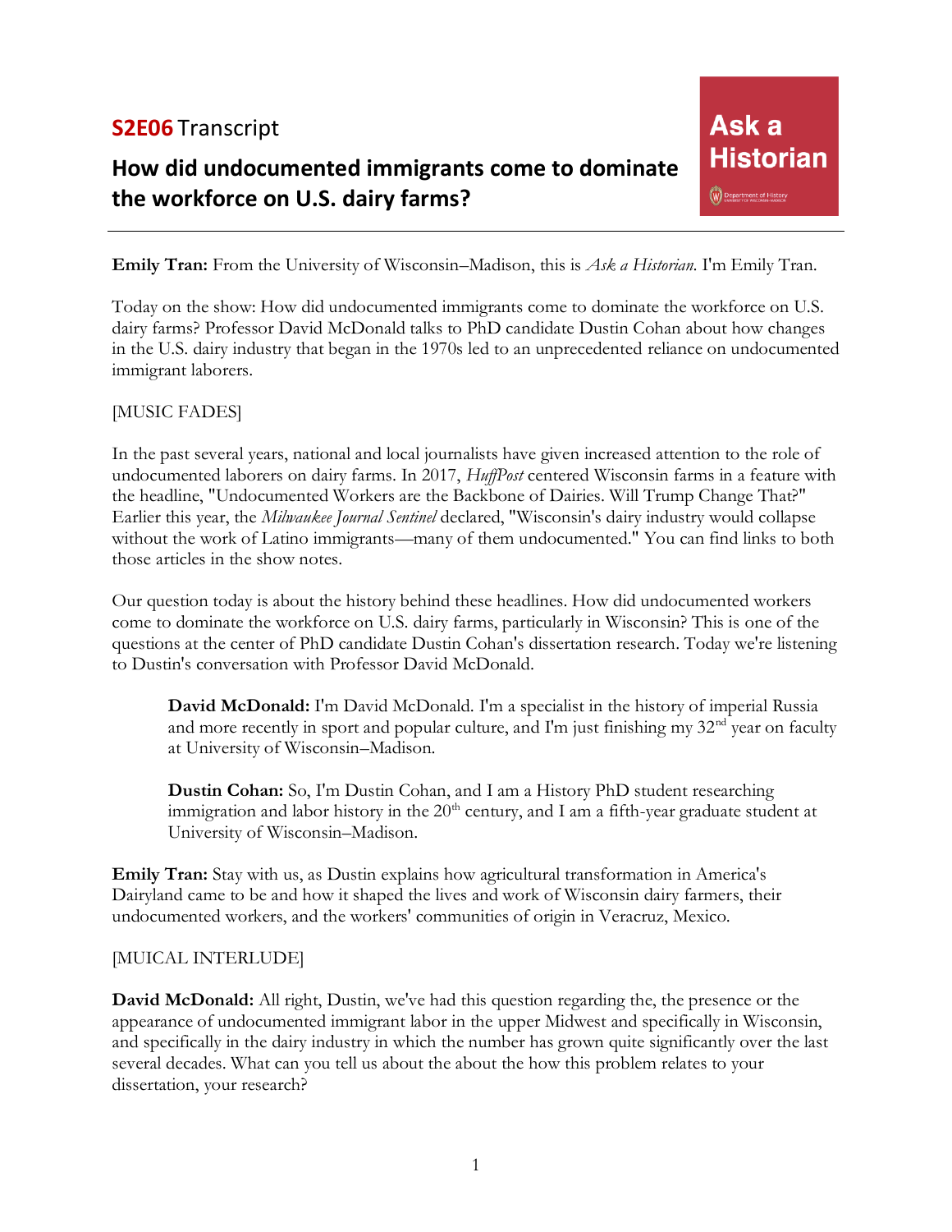**S2E06** Transcript

# How did undocumented immigrants come to dominate the workforce on U.S. dairy farms?

Ask a Historian

**Emily Tran:** From the University of Wisconsin–Madison, this is *Ask a Historian*. I'm Emily Tran.

Today on the show: How did undocumented immigrants come to dominate the workforce on U.S. dairy farms? Professor David McDonald talks to PhD candidate Dustin Cohan about how changes in the U.S. dairy industry that began in the 1970s led to an unprecedented reliance on undocumented immigrant laborers.

[MUSIC FADES]

In the past several years, national and local journalists have given increased attention to the role of undocumented laborers on dairy farms. In 2017, *HuffPost* centered Wisconsin farms in a feature with the headline, "Undocumented Workers are the Backbone of Dairies. Will Trump Change That?" Earlier this year, the *Milwaukee Journal Sentinel* declared, "Wisconsin's dairy industry would collapse without the work of Latino immigrants—many of them undocumented." You can find links to both those articles in the show notes.

Our question today is about the history behind these headlines. How did undocumented workers come to dominate the workforce on U.S. dairy farms, particularly in Wisconsin? This is one of the questions at the center of PhD candidate Dustin Cohan's dissertation research. Today we're listening to Dustin's conversation with Professor David McDonald.

> **David McDonald:** I'm David McDonald. I'm a specialist in the history of imperial Russia and more recently in sport and popular culture, and I'm just finishing my 32nd year on faculty at University of Wisconsin–Madison.
>
> **Dustin Cohan:** So, I'm Dustin Cohan, and I am a History PhD student researching immigration and labor history in the 20th century, and I am a fifth-year graduate student at University of Wisconsin–Madison.

**Emily Tran:** Stay with us, as Dustin explains how agricultural transformation in America's Dairyland came to be and how it shaped the lives and work of Wisconsin dairy farmers, their undocumented workers, and the workers' communities of origin in Veracruz, Mexico.

[MUICAL INTERLUDE]

**David McDonald:** All right, Dustin, we've had this question regarding the, the presence or the appearance of undocumented immigrant labor in the upper Midwest and specifically in Wisconsin, and specifically in the dairy industry in which the number has grown quite significantly over the last several decades. What can you tell us about the about the how this problem relates to your dissertation, your research?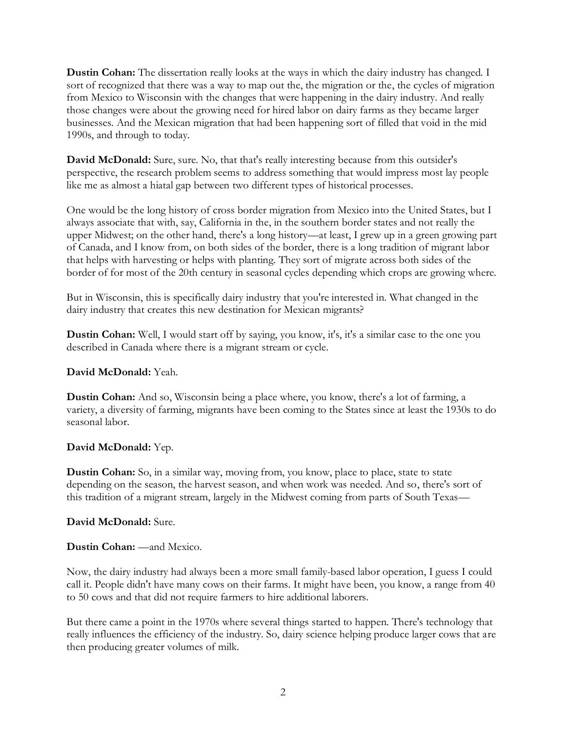**Dustin Cohan:** The dissertation really looks at the ways in which the dairy industry has changed. I sort of recognized that there was a way to map out the, the migration or the, the cycles of migration from Mexico to Wisconsin with the changes that were happening in the dairy industry. And really those changes were about the growing need for hired labor on dairy farms as they became larger businesses. And the Mexican migration that had been happening sort of filled that void in the mid 1990s, and through to today.

**David McDonald:** Sure, sure. No, that that's really interesting because from this outsider's perspective, the research problem seems to address something that would impress most lay people like me as almost a hiatal gap between two different types of historical processes.

One would be the long history of cross border migration from Mexico into the United States, but I always associate that with, say, California in the, in the southern border states and not really the upper Midwest; on the other hand, there's a long history—at least, I grew up in a green growing part of Canada, and I know from, on both sides of the border, there is a long tradition of migrant labor that helps with harvesting or helps with planting. They sort of migrate across both sides of the border of for most of the 20th century in seasonal cycles depending which crops are growing where.

But in Wisconsin, this is specifically dairy industry that you're interested in. What changed in the dairy industry that creates this new destination for Mexican migrants?

**Dustin Cohan:** Well, I would start off by saying, you know, it's, it's a similar case to the one you described in Canada where there is a migrant stream or cycle.

**David McDonald:** Yeah.

**Dustin Cohan:** And so, Wisconsin being a place where, you know, there's a lot of farming, a variety, a diversity of farming, migrants have been coming to the States since at least the 1930s to do seasonal labor.

**David McDonald:** Yep.

**Dustin Cohan:** So, in a similar way, moving from, you know, place to place, state to state depending on the season, the harvest season, and when work was needed. And so, there's sort of this tradition of a migrant stream, largely in the Midwest coming from parts of South Texas—

**David McDonald:** Sure.

**Dustin Cohan:** —and Mexico.

Now, the dairy industry had always been a more small family-based labor operation, I guess I could call it. People didn't have many cows on their farms. It might have been, you know, a range from 40 to 50 cows and that did not require farmers to hire additional laborers.

But there came a point in the 1970s where several things started to happen. There's technology that really influences the efficiency of the industry. So, dairy science helping produce larger cows that are then producing greater volumes of milk.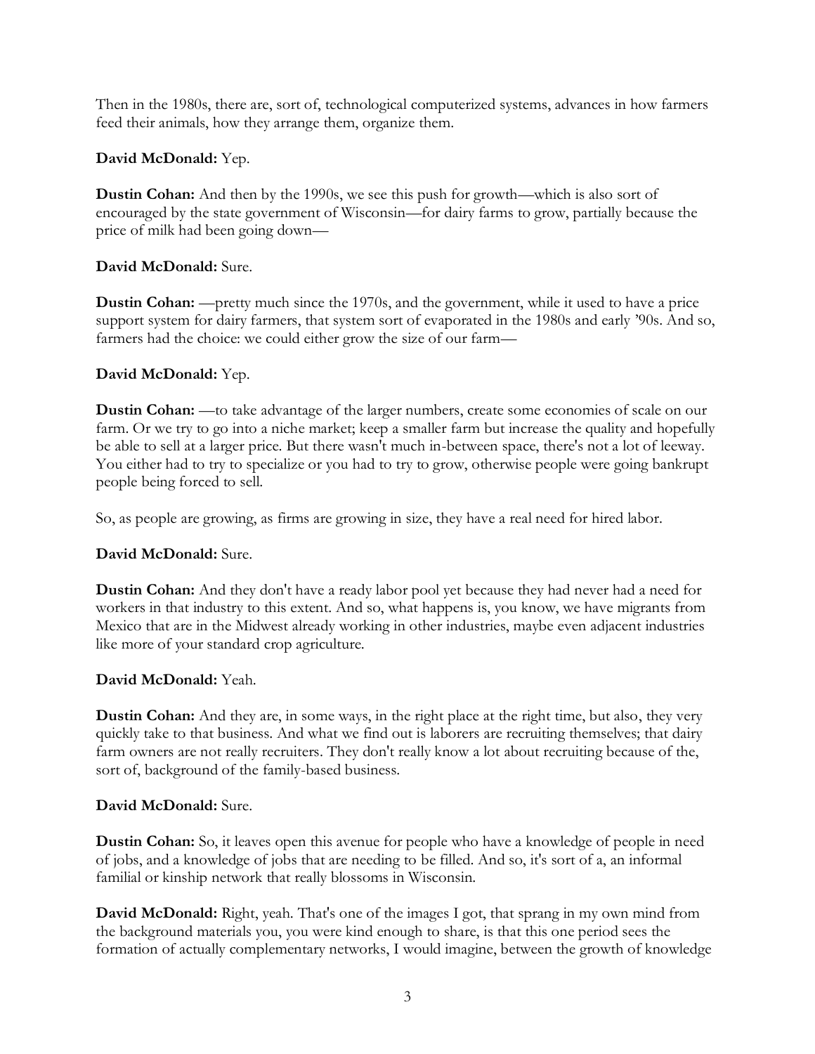Then in the 1980s, there are, sort of, technological computerized systems, advances in how farmers feed their animals, how they arrange them, organize them.

**David McDonald:** Yep.

**Dustin Cohan:** And then by the 1990s, we see this push for growth—which is also sort of encouraged by the state government of Wisconsin—for dairy farms to grow, partially because the price of milk had been going down—

**David McDonald:** Sure.

**Dustin Cohan:** —pretty much since the 1970s, and the government, while it used to have a price support system for dairy farmers, that system sort of evaporated in the 1980s and early '90s. And so, farmers had the choice: we could either grow the size of our farm—

**David McDonald:** Yep.

**Dustin Cohan:** —to take advantage of the larger numbers, create some economies of scale on our farm. Or we try to go into a niche market; keep a smaller farm but increase the quality and hopefully be able to sell at a larger price. But there wasn't much in-between space, there's not a lot of leeway. You either had to try to specialize or you had to try to grow, otherwise people were going bankrupt people being forced to sell.

So, as people are growing, as firms are growing in size, they have a real need for hired labor.

**David McDonald:** Sure.

**Dustin Cohan:** And they don't have a ready labor pool yet because they had never had a need for workers in that industry to this extent. And so, what happens is, you know, we have migrants from Mexico that are in the Midwest already working in other industries, maybe even adjacent industries like more of your standard crop agriculture.

**David McDonald:** Yeah.

**Dustin Cohan:** And they are, in some ways, in the right place at the right time, but also, they very quickly take to that business. And what we find out is laborers are recruiting themselves; that dairy farm owners are not really recruiters. They don't really know a lot about recruiting because of the, sort of, background of the family-based business.

**David McDonald:** Sure.

**Dustin Cohan:** So, it leaves open this avenue for people who have a knowledge of people in need of jobs, and a knowledge of jobs that are needing to be filled. And so, it's sort of a, an informal familial or kinship network that really blossoms in Wisconsin.

**David McDonald:** Right, yeah. That's one of the images I got, that sprang in my own mind from the background materials you, you were kind enough to share, is that this one period sees the formation of actually complementary networks, I would imagine, between the growth of knowledge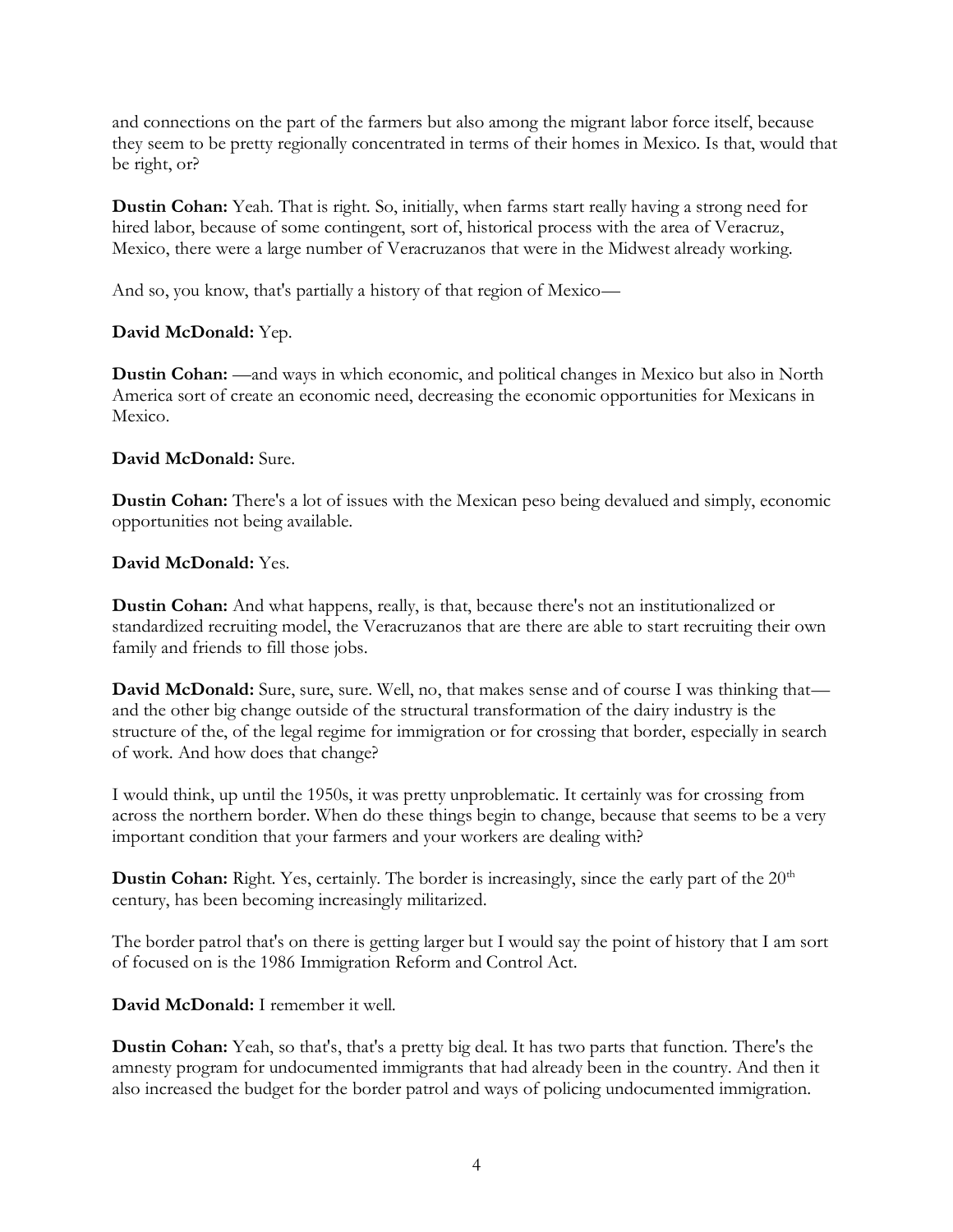and connections on the part of the farmers but also among the migrant labor force itself, because they seem to be pretty regionally concentrated in terms of their homes in Mexico. Is that, would that be right, or?

**Dustin Cohan:** Yeah. That is right. So, initially, when farms start really having a strong need for hired labor, because of some contingent, sort of, historical process with the area of Veracruz, Mexico, there were a large number of Veracruzanos that were in the Midwest already working.

And so, you know, that's partially a history of that region of Mexico—

**David McDonald:** Yep.

**Dustin Cohan:** —and ways in which economic, and political changes in Mexico but also in North America sort of create an economic need, decreasing the economic opportunities for Mexicans in Mexico.

**David McDonald:** Sure.

**Dustin Cohan:** There's a lot of issues with the Mexican peso being devalued and simply, economic opportunities not being available.

**David McDonald:** Yes.

**Dustin Cohan:** And what happens, really, is that, because there's not an institutionalized or standardized recruiting model, the Veracruzanos that are there are able to start recruiting their own family and friends to fill those jobs.

**David McDonald:** Sure, sure, sure. Well, no, that makes sense and of course I was thinking that—and the other big change outside of the structural transformation of the dairy industry is the structure of the, of the legal regime for immigration or for crossing that border, especially in search of work. And how does that change?

I would think, up until the 1950s, it was pretty unproblematic. It certainly was for crossing from across the northern border. When do these things begin to change, because that seems to be a very important condition that your farmers and your workers are dealing with?

**Dustin Cohan:** Right. Yes, certainly. The border is increasingly, since the early part of the 20th century, has been becoming increasingly militarized.

The border patrol that's on there is getting larger but I would say the point of history that I am sort of focused on is the 1986 Immigration Reform and Control Act.

**David McDonald:** I remember it well.

**Dustin Cohan:** Yeah, so that's, that's a pretty big deal. It has two parts that function. There's the amnesty program for undocumented immigrants that had already been in the country. And then it also increased the budget for the border patrol and ways of policing undocumented immigration.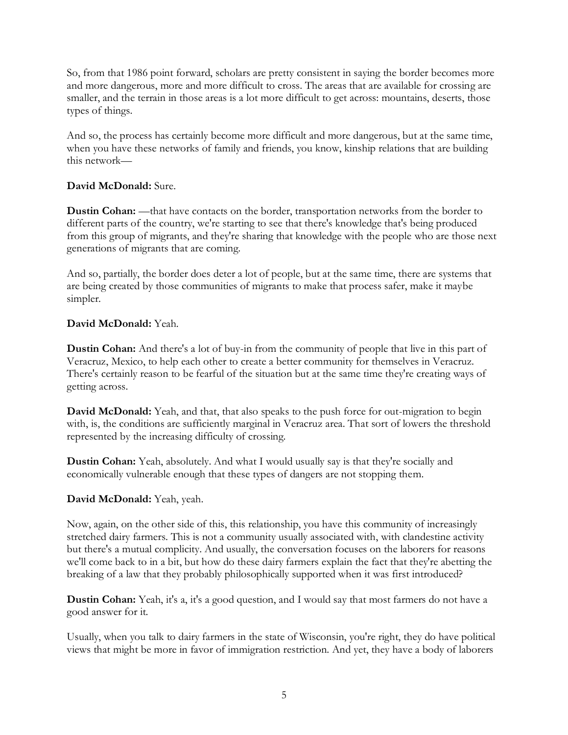So, from that 1986 point forward, scholars are pretty consistent in saying the border becomes more and more dangerous, more and more difficult to cross. The areas that are available for crossing are smaller, and the terrain in those areas is a lot more difficult to get across: mountains, deserts, those types of things.

And so, the process has certainly become more difficult and more dangerous, but at the same time, when you have these networks of family and friends, you know, kinship relations that are building this network—

**David McDonald:** Sure.

**Dustin Cohan:** —that have contacts on the border, transportation networks from the border to different parts of the country, we're starting to see that there's knowledge that's being produced from this group of migrants, and they're sharing that knowledge with the people who are those next generations of migrants that are coming.

And so, partially, the border does deter a lot of people, but at the same time, there are systems that are being created by those communities of migrants to make that process safer, make it maybe simpler.

**David McDonald:** Yeah.

**Dustin Cohan:** And there's a lot of buy-in from the community of people that live in this part of Veracruz, Mexico, to help each other to create a better community for themselves in Veracruz. There's certainly reason to be fearful of the situation but at the same time they're creating ways of getting across.

**David McDonald:** Yeah, and that, that also speaks to the push force for out-migration to begin with, is, the conditions are sufficiently marginal in Veracruz area. That sort of lowers the threshold represented by the increasing difficulty of crossing.

**Dustin Cohan:** Yeah, absolutely. And what I would usually say is that they're socially and economically vulnerable enough that these types of dangers are not stopping them.

**David McDonald:** Yeah, yeah.

Now, again, on the other side of this, this relationship, you have this community of increasingly stretched dairy farmers. This is not a community usually associated with, with clandestine activity but there's a mutual complicity. And usually, the conversation focuses on the laborers for reasons we'll come back to in a bit, but how do these dairy farmers explain the fact that they're abetting the breaking of a law that they probably philosophically supported when it was first introduced?

**Dustin Cohan:** Yeah, it's a, it's a good question, and I would say that most farmers do not have a good answer for it.

Usually, when you talk to dairy farmers in the state of Wisconsin, you're right, they do have political views that might be more in favor of immigration restriction. And yet, they have a body of laborers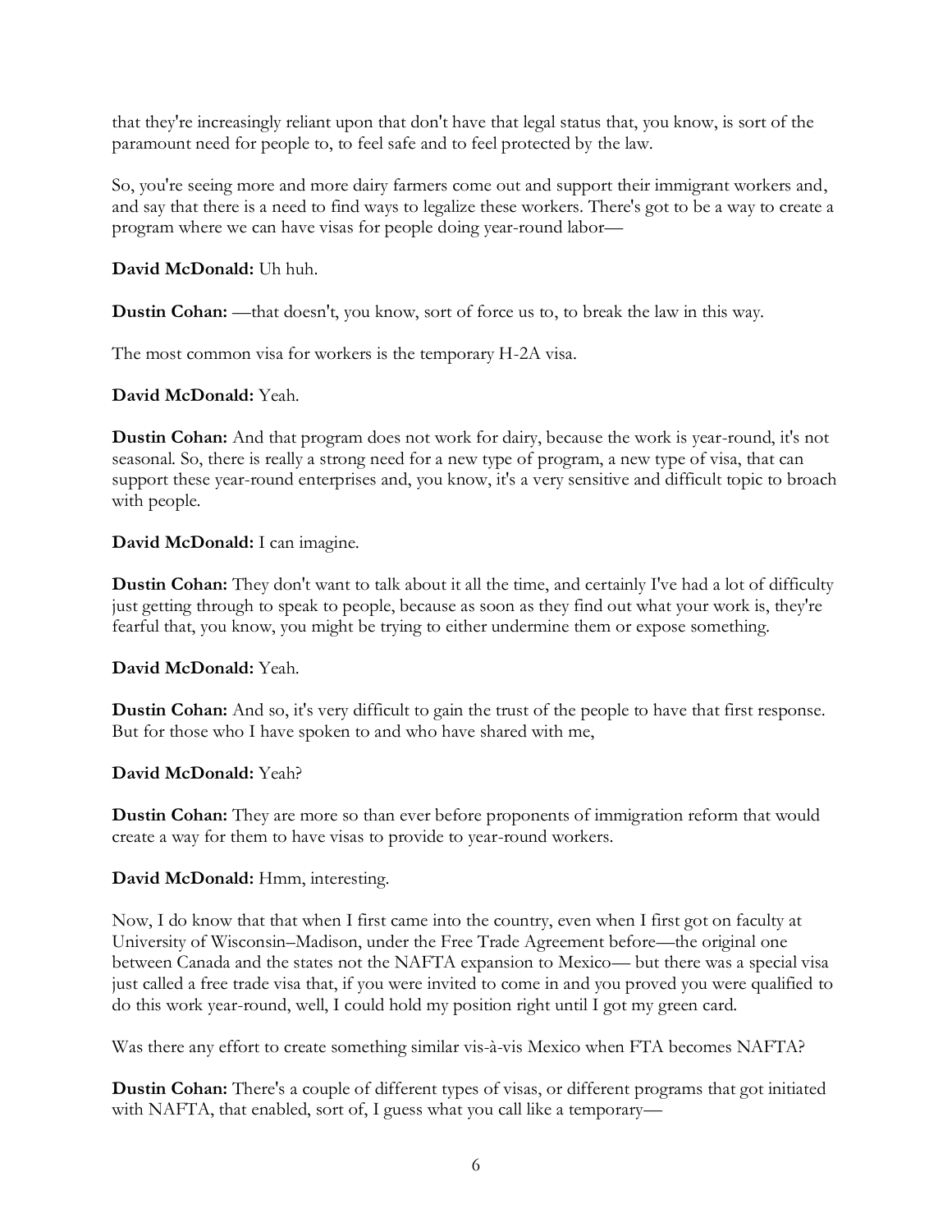that they're increasingly reliant upon that don't have that legal status that, you know, is sort of the paramount need for people to, to feel safe and to feel protected by the law.

So, you're seeing more and more dairy farmers come out and support their immigrant workers and, and say that there is a need to find ways to legalize these workers. There's got to be a way to create a program where we can have visas for people doing year-round labor—

**David McDonald:** Uh huh.

**Dustin Cohan:** —that doesn't, you know, sort of force us to, to break the law in this way.

The most common visa for workers is the temporary H-2A visa.

**David McDonald:** Yeah.

**Dustin Cohan:** And that program does not work for dairy, because the work is year-round, it's not seasonal. So, there is really a strong need for a new type of program, a new type of visa, that can support these year-round enterprises and, you know, it's a very sensitive and difficult topic to broach with people.

**David McDonald:** I can imagine.

**Dustin Cohan:** They don't want to talk about it all the time, and certainly I've had a lot of difficulty just getting through to speak to people, because as soon as they find out what your work is, they're fearful that, you know, you might be trying to either undermine them or expose something.

**David McDonald:** Yeah.

**Dustin Cohan:** And so, it's very difficult to gain the trust of the people to have that first response. But for those who I have spoken to and who have shared with me,

**David McDonald:** Yeah?

**Dustin Cohan:** They are more so than ever before proponents of immigration reform that would create a way for them to have visas to provide to year-round workers.

**David McDonald:** Hmm, interesting.

Now, I do know that that when I first came into the country, even when I first got on faculty at University of Wisconsin–Madison, under the Free Trade Agreement before—the original one between Canada and the states not the NAFTA expansion to Mexico— but there was a special visa just called a free trade visa that, if you were invited to come in and you proved you were qualified to do this work year-round, well, I could hold my position right until I got my green card.

Was there any effort to create something similar vis-à-vis Mexico when FTA becomes NAFTA?

**Dustin Cohan:** There's a couple of different types of visas, or different programs that got initiated with NAFTA, that enabled, sort of, I guess what you call like a temporary—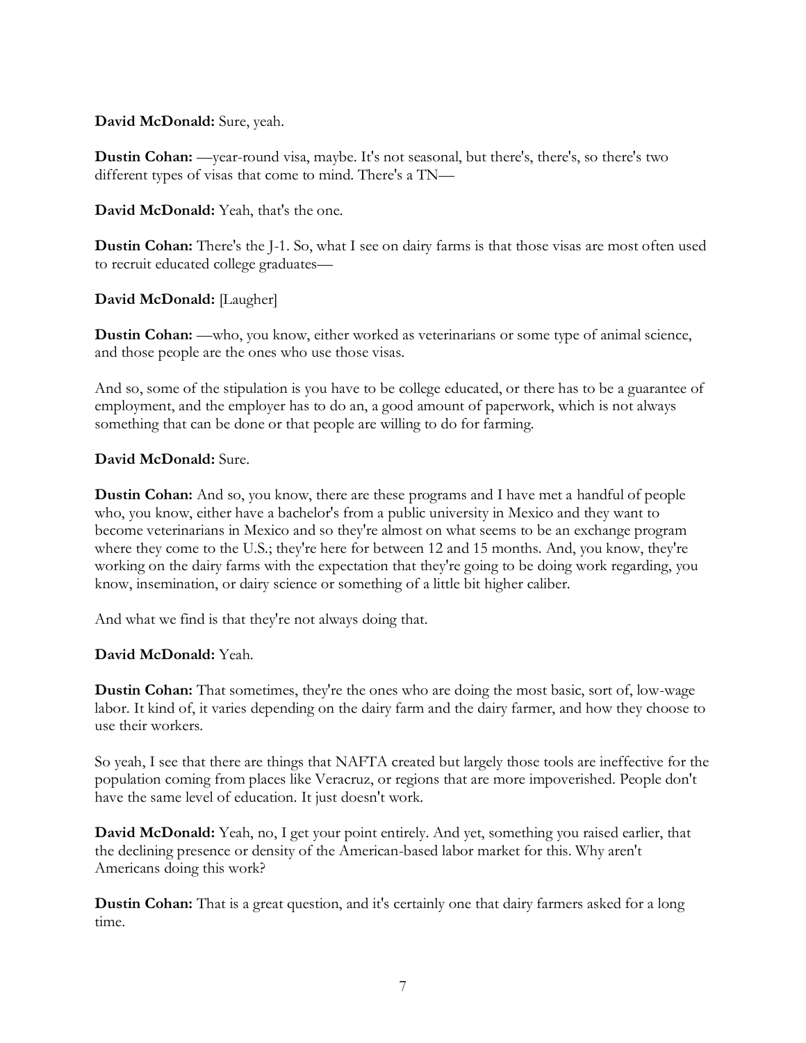**David McDonald:** Sure, yeah.

**Dustin Cohan:** —year-round visa, maybe. It's not seasonal, but there's, there's, so there's two different types of visas that come to mind. There's a TN—

**David McDonald:** Yeah, that's the one.

**Dustin Cohan:** There's the J-1. So, what I see on dairy farms is that those visas are most often used to recruit educated college graduates—

**David McDonald:** [Laugher]

**Dustin Cohan:** —who, you know, either worked as veterinarians or some type of animal science, and those people are the ones who use those visas.

And so, some of the stipulation is you have to be college educated, or there has to be a guarantee of employment, and the employer has to do an, a good amount of paperwork, which is not always something that can be done or that people are willing to do for farming.

**David McDonald:** Sure.

**Dustin Cohan:** And so, you know, there are these programs and I have met a handful of people who, you know, either have a bachelor's from a public university in Mexico and they want to become veterinarians in Mexico and so they're almost on what seems to be an exchange program where they come to the U.S.; they're here for between 12 and 15 months. And, you know, they're working on the dairy farms with the expectation that they're going to be doing work regarding, you know, insemination, or dairy science or something of a little bit higher caliber.

And what we find is that they're not always doing that.

**David McDonald:** Yeah.

**Dustin Cohan:** That sometimes, they're the ones who are doing the most basic, sort of, low-wage labor. It kind of, it varies depending on the dairy farm and the dairy farmer, and how they choose to use their workers.

So yeah, I see that there are things that NAFTA created but largely those tools are ineffective for the population coming from places like Veracruz, or regions that are more impoverished. People don't have the same level of education. It just doesn't work.

**David McDonald:** Yeah, no, I get your point entirely. And yet, something you raised earlier, that the declining presence or density of the American-based labor market for this. Why aren't Americans doing this work?

**Dustin Cohan:** That is a great question, and it's certainly one that dairy farmers asked for a long time.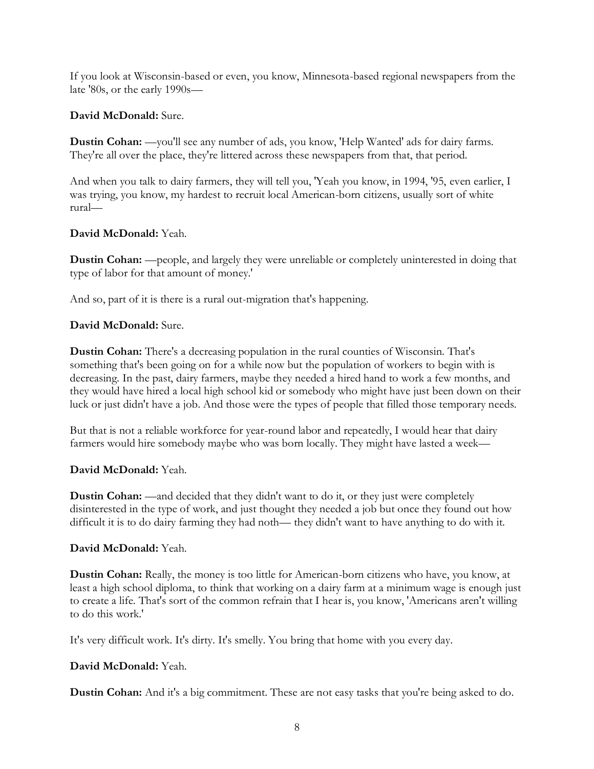If you look at Wisconsin-based or even, you know, Minnesota-based regional newspapers from the late '80s, or the early 1990s—

**David McDonald:** Sure.

**Dustin Cohan:** —you'll see any number of ads, you know, 'Help Wanted' ads for dairy farms. They're all over the place, they're littered across these newspapers from that, that period.

And when you talk to dairy farmers, they will tell you, 'Yeah you know, in 1994, '95, even earlier, I was trying, you know, my hardest to recruit local American-born citizens, usually sort of white rural—

**David McDonald:** Yeah.

**Dustin Cohan:** —people, and largely they were unreliable or completely uninterested in doing that type of labor for that amount of money.'

And so, part of it is there is a rural out-migration that's happening.

**David McDonald:** Sure.

**Dustin Cohan:** There's a decreasing population in the rural counties of Wisconsin. That's something that's been going on for a while now but the population of workers to begin with is decreasing. In the past, dairy farmers, maybe they needed a hired hand to work a few months, and they would have hired a local high school kid or somebody who might have just been down on their luck or just didn't have a job. And those were the types of people that filled those temporary needs.

But that is not a reliable workforce for year-round labor and repeatedly, I would hear that dairy farmers would hire somebody maybe who was born locally. They might have lasted a week—

**David McDonald:** Yeah.

**Dustin Cohan:** —and decided that they didn't want to do it, or they just were completely disinterested in the type of work, and just thought they needed a job but once they found out how difficult it is to do dairy farming they had noth— they didn't want to have anything to do with it.

**David McDonald:** Yeah.

**Dustin Cohan:** Really, the money is too little for American-born citizens who have, you know, at least a high school diploma, to think that working on a dairy farm at a minimum wage is enough just to create a life. That's sort of the common refrain that I hear is, you know, 'Americans aren't willing to do this work.'

It's very difficult work. It's dirty. It's smelly. You bring that home with you every day.

**David McDonald:** Yeah.

**Dustin Cohan:** And it's a big commitment. These are not easy tasks that you're being asked to do.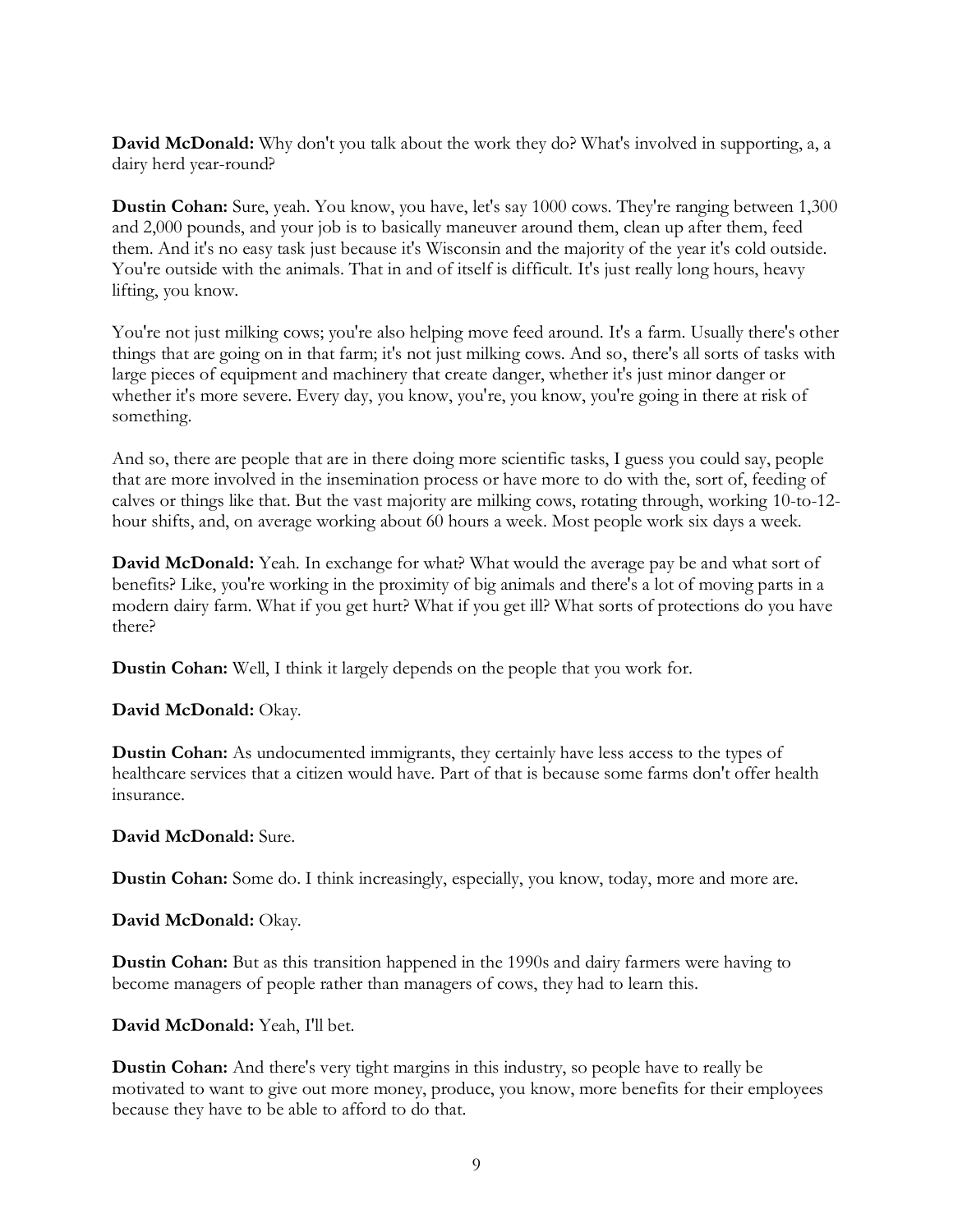**David McDonald:** Why don't you talk about the work they do? What's involved in supporting, a, a dairy herd year-round?

**Dustin Cohan:** Sure, yeah. You know, you have, let's say 1000 cows. They're ranging between 1,300 and 2,000 pounds, and your job is to basically maneuver around them, clean up after them, feed them. And it's no easy task just because it's Wisconsin and the majority of the year it's cold outside. You're outside with the animals. That in and of itself is difficult. It's just really long hours, heavy lifting, you know.

You're not just milking cows; you're also helping move feed around. It's a farm. Usually there's other things that are going on in that farm; it's not just milking cows. And so, there's all sorts of tasks with large pieces of equipment and machinery that create danger, whether it's just minor danger or whether it's more severe. Every day, you know, you're, you know, you're going in there at risk of something.

And so, there are people that are in there doing more scientific tasks, I guess you could say, people that are more involved in the insemination process or have more to do with the, sort of, feeding of calves or things like that. But the vast majority are milking cows, rotating through, working 10-to-12-hour shifts, and, on average working about 60 hours a week. Most people work six days a week.

**David McDonald:** Yeah. In exchange for what? What would the average pay be and what sort of benefits? Like, you're working in the proximity of big animals and there's a lot of moving parts in a modern dairy farm. What if you get hurt? What if you get ill? What sorts of protections do you have there?

**Dustin Cohan:** Well, I think it largely depends on the people that you work for.

**David McDonald:** Okay.

**Dustin Cohan:** As undocumented immigrants, they certainly have less access to the types of healthcare services that a citizen would have. Part of that is because some farms don't offer health insurance.

**David McDonald:** Sure.

**Dustin Cohan:** Some do. I think increasingly, especially, you know, today, more and more are.

**David McDonald:** Okay.

**Dustin Cohan:** But as this transition happened in the 1990s and dairy farmers were having to become managers of people rather than managers of cows, they had to learn this.

**David McDonald:** Yeah, I'll bet.

**Dustin Cohan:** And there's very tight margins in this industry, so people have to really be motivated to want to give out more money, produce, you know, more benefits for their employees because they have to be able to afford to do that.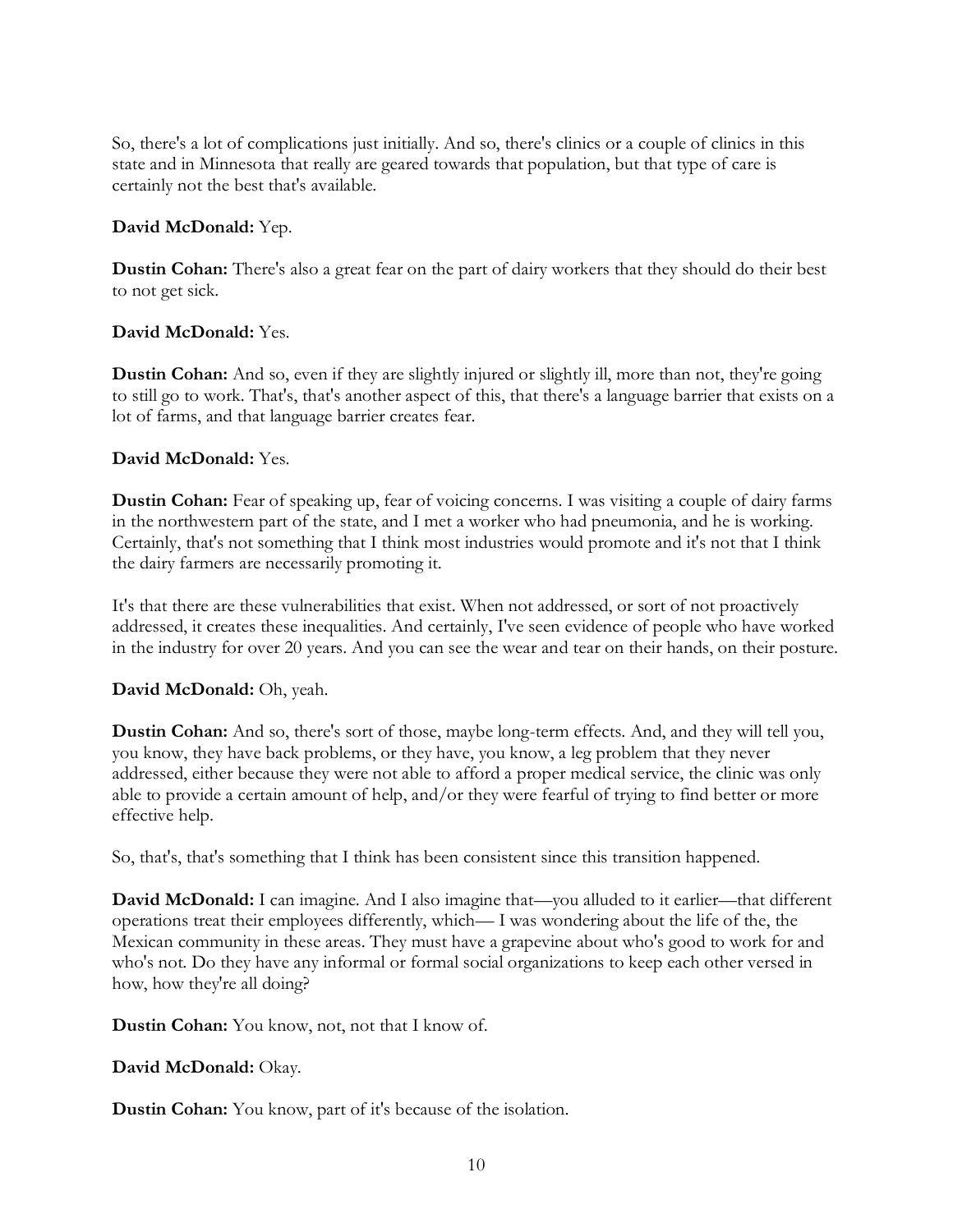So, there's a lot of complications just initially. And so, there's clinics or a couple of clinics in this state and in Minnesota that really are geared towards that population, but that type of care is certainly not the best that's available.

**David McDonald:** Yep.

**Dustin Cohan:** There's also a great fear on the part of dairy workers that they should do their best to not get sick.

**David McDonald:** Yes.

**Dustin Cohan:** And so, even if they are slightly injured or slightly ill, more than not, they're going to still go to work. That's, that's another aspect of this, that there's a language barrier that exists on a lot of farms, and that language barrier creates fear.

**David McDonald:** Yes.

**Dustin Cohan:** Fear of speaking up, fear of voicing concerns. I was visiting a couple of dairy farms in the northwestern part of the state, and I met a worker who had pneumonia, and he is working. Certainly, that's not something that I think most industries would promote and it's not that I think the dairy farmers are necessarily promoting it.

It's that there are these vulnerabilities that exist. When not addressed, or sort of not proactively addressed, it creates these inequalities. And certainly, I've seen evidence of people who have worked in the industry for over 20 years. And you can see the wear and tear on their hands, on their posture.

**David McDonald:** Oh, yeah.

**Dustin Cohan:** And so, there's sort of those, maybe long-term effects. And, and they will tell you, you know, they have back problems, or they have, you know, a leg problem that they never addressed, either because they were not able to afford a proper medical service, the clinic was only able to provide a certain amount of help, and/or they were fearful of trying to find better or more effective help.

So, that's, that's something that I think has been consistent since this transition happened.

**David McDonald:** I can imagine. And I also imagine that—you alluded to it earlier—that different operations treat their employees differently, which— I was wondering about the life of the, the Mexican community in these areas. They must have a grapevine about who's good to work for and who's not. Do they have any informal or formal social organizations to keep each other versed in how, how they're all doing?

**Dustin Cohan:** You know, not, not that I know of.

**David McDonald:** Okay.

**Dustin Cohan:** You know, part of it's because of the isolation.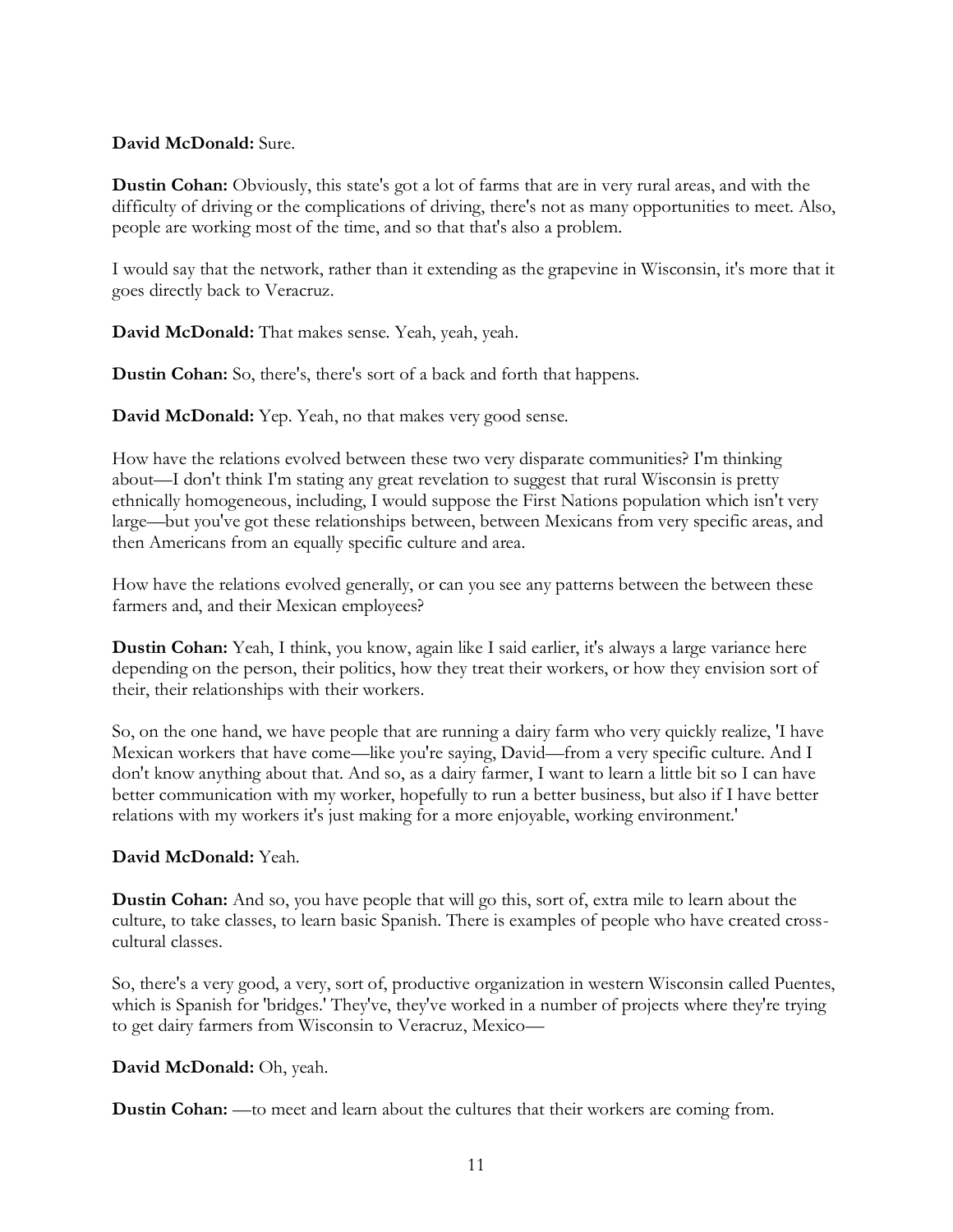**David McDonald:** Sure.

**Dustin Cohan:** Obviously, this state's got a lot of farms that are in very rural areas, and with the difficulty of driving or the complications of driving, there's not as many opportunities to meet. Also, people are working most of the time, and so that that's also a problem.

I would say that the network, rather than it extending as the grapevine in Wisconsin, it's more that it goes directly back to Veracruz.

**David McDonald:** That makes sense. Yeah, yeah, yeah.

**Dustin Cohan:** So, there's, there's sort of a back and forth that happens.

**David McDonald:** Yep. Yeah, no that makes very good sense.

How have the relations evolved between these two very disparate communities? I'm thinking about—I don't think I'm stating any great revelation to suggest that rural Wisconsin is pretty ethnically homogeneous, including, I would suppose the First Nations population which isn't very large—but you've got these relationships between, between Mexicans from very specific areas, and then Americans from an equally specific culture and area.

How have the relations evolved generally, or can you see any patterns between the between these farmers and, and their Mexican employees?

**Dustin Cohan:** Yeah, I think, you know, again like I said earlier, it's always a large variance here depending on the person, their politics, how they treat their workers, or how they envision sort of their, their relationships with their workers.

So, on the one hand, we have people that are running a dairy farm who very quickly realize, 'I have Mexican workers that have come—like you're saying, David—from a very specific culture. And I don't know anything about that. And so, as a dairy farmer, I want to learn a little bit so I can have better communication with my worker, hopefully to run a better business, but also if I have better relations with my workers it's just making for a more enjoyable, working environment.'

**David McDonald:** Yeah.

**Dustin Cohan:** And so, you have people that will go this, sort of, extra mile to learn about the culture, to take classes, to learn basic Spanish. There is examples of people who have created cross-cultural classes.

So, there's a very good, a very, sort of, productive organization in western Wisconsin called Puentes, which is Spanish for 'bridges.' They've, they've worked in a number of projects where they're trying to get dairy farmers from Wisconsin to Veracruz, Mexico—

**David McDonald:** Oh, yeah.

**Dustin Cohan:** —to meet and learn about the cultures that their workers are coming from.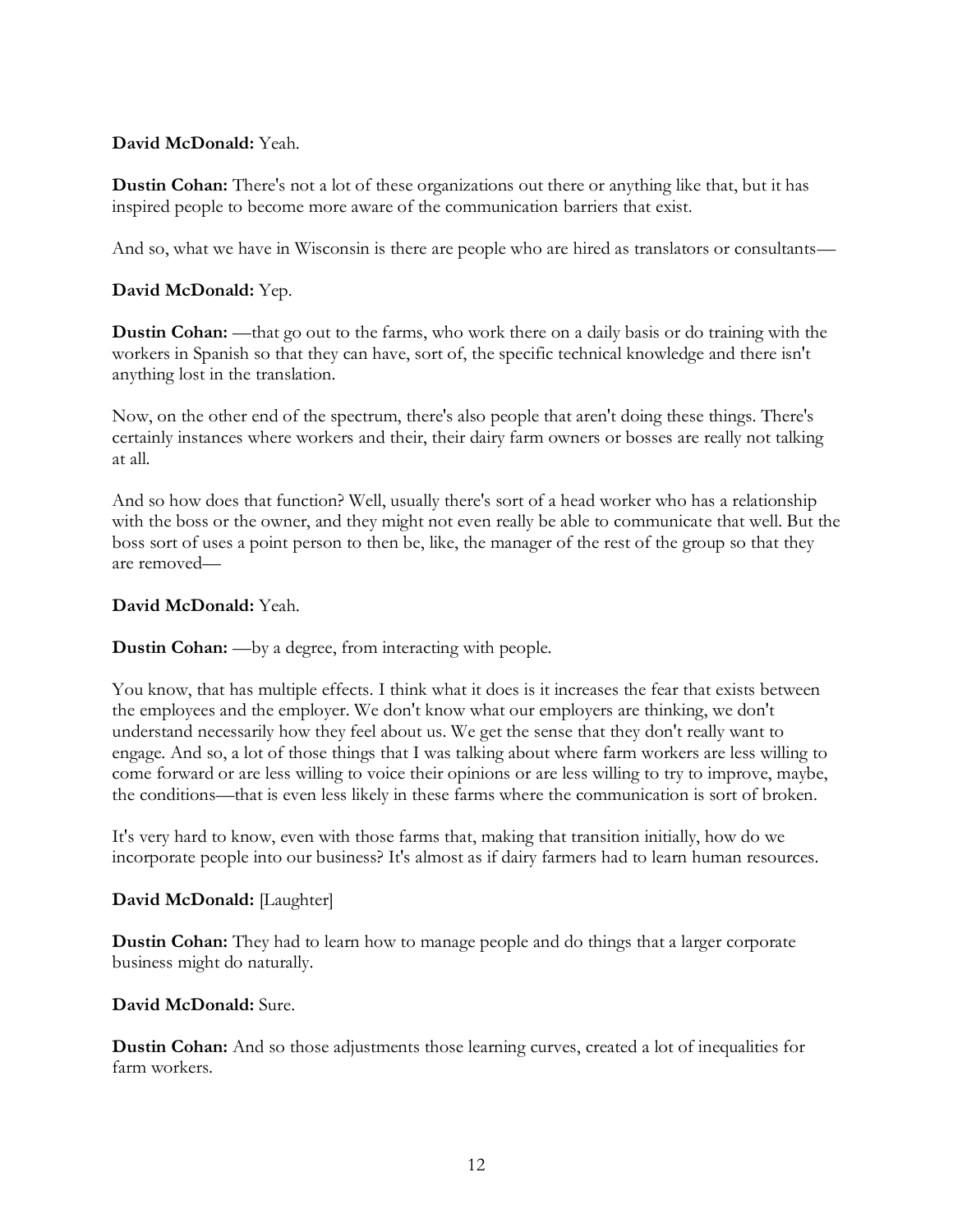**David McDonald:** Yeah.

**Dustin Cohan:** There's not a lot of these organizations out there or anything like that, but it has inspired people to become more aware of the communication barriers that exist.

And so, what we have in Wisconsin is there are people who are hired as translators or consultants—

**David McDonald:** Yep.

**Dustin Cohan:** —that go out to the farms, who work there on a daily basis or do training with the workers in Spanish so that they can have, sort of, the specific technical knowledge and there isn't anything lost in the translation.

Now, on the other end of the spectrum, there's also people that aren't doing these things. There's certainly instances where workers and their, their dairy farm owners or bosses are really not talking at all.

And so how does that function? Well, usually there's sort of a head worker who has a relationship with the boss or the owner, and they might not even really be able to communicate that well. But the boss sort of uses a point person to then be, like, the manager of the rest of the group so that they are removed—

**David McDonald:** Yeah.

**Dustin Cohan:** —by a degree, from interacting with people.

You know, that has multiple effects. I think what it does is it increases the fear that exists between the employees and the employer. We don't know what our employers are thinking, we don't understand necessarily how they feel about us. We get the sense that they don't really want to engage. And so, a lot of those things that I was talking about where farm workers are less willing to come forward or are less willing to voice their opinions or are less willing to try to improve, maybe, the conditions—that is even less likely in these farms where the communication is sort of broken.

It's very hard to know, even with those farms that, making that transition initially, how do we incorporate people into our business? It's almost as if dairy farmers had to learn human resources.

**David McDonald:** [Laughter]

**Dustin Cohan:** They had to learn how to manage people and do things that a larger corporate business might do naturally.

**David McDonald:** Sure.

**Dustin Cohan:** And so those adjustments those learning curves, created a lot of inequalities for farm workers.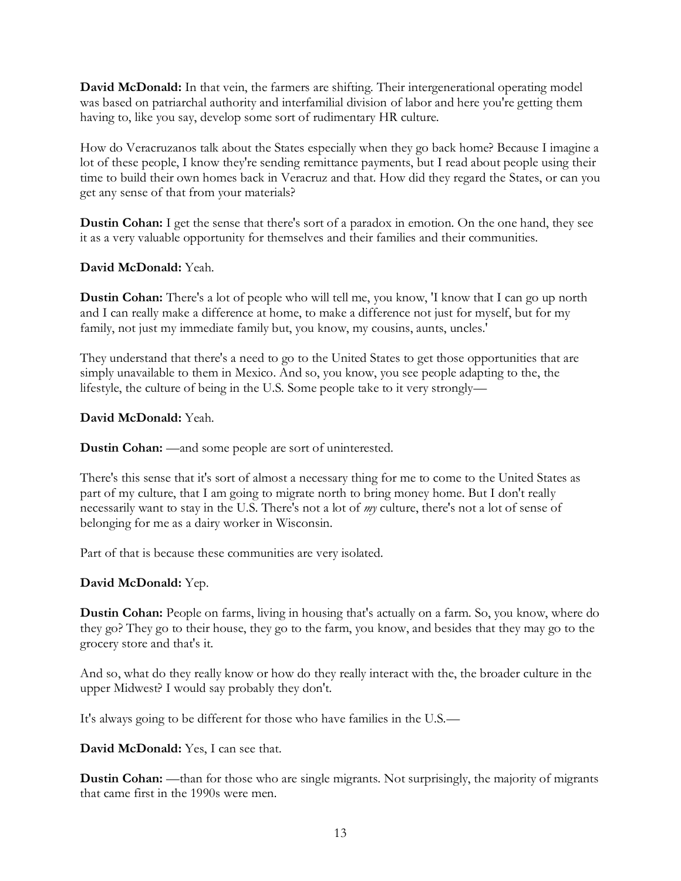**David McDonald:** In that vein, the farmers are shifting. Their intergenerational operating model was based on patriarchal authority and interfamilial division of labor and here you're getting them having to, like you say, develop some sort of rudimentary HR culture.

How do Veracruzanos talk about the States especially when they go back home? Because I imagine a lot of these people, I know they're sending remittance payments, but I read about people using their time to build their own homes back in Veracruz and that. How did they regard the States, or can you get any sense of that from your materials?

**Dustin Cohan:** I get the sense that there's sort of a paradox in emotion. On the one hand, they see it as a very valuable opportunity for themselves and their families and their communities.

**David McDonald:** Yeah.

**Dustin Cohan:** There's a lot of people who will tell me, you know, 'I know that I can go up north and I can really make a difference at home, to make a difference not just for myself, but for my family, not just my immediate family but, you know, my cousins, aunts, uncles.'

They understand that there's a need to go to the United States to get those opportunities that are simply unavailable to them in Mexico. And so, you know, you see people adapting to the, the lifestyle, the culture of being in the U.S. Some people take to it very strongly—

**David McDonald:** Yeah.

**Dustin Cohan:** —and some people are sort of uninterested.

There's this sense that it's sort of almost a necessary thing for me to come to the United States as part of my culture, that I am going to migrate north to bring money home. But I don't really necessarily want to stay in the U.S. There's not a lot of *my* culture, there's not a lot of sense of belonging for me as a dairy worker in Wisconsin.

Part of that is because these communities are very isolated.

**David McDonald:** Yep.

**Dustin Cohan:** People on farms, living in housing that's actually on a farm. So, you know, where do they go? They go to their house, they go to the farm, you know, and besides that they may go to the grocery store and that's it.

And so, what do they really know or how do they really interact with the, the broader culture in the upper Midwest? I would say probably they don't.

It's always going to be different for those who have families in the U.S.—

**David McDonald:** Yes, I can see that.

**Dustin Cohan:** —than for those who are single migrants. Not surprisingly, the majority of migrants that came first in the 1990s were men.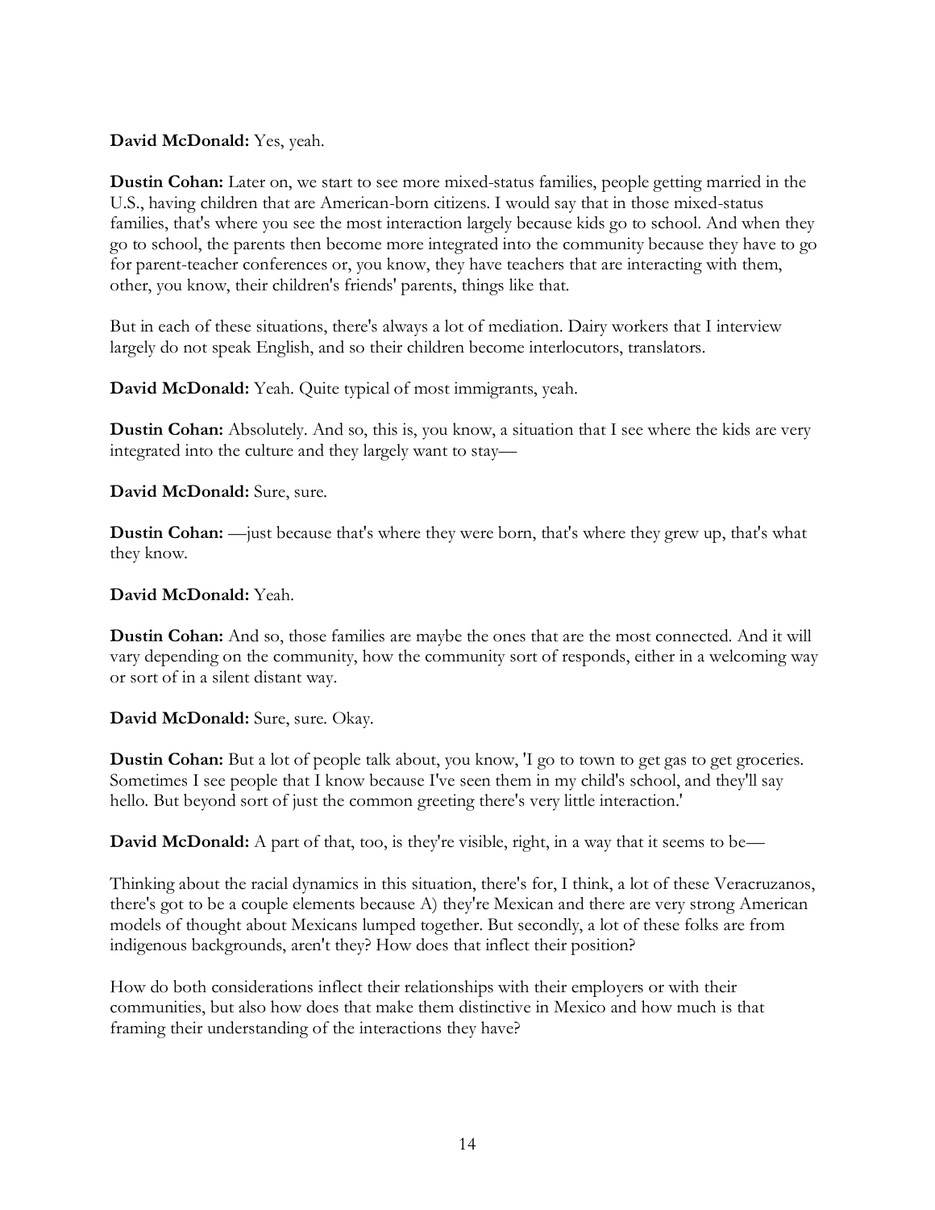**David McDonald:** Yes, yeah.

**Dustin Cohan:** Later on, we start to see more mixed-status families, people getting married in the U.S., having children that are American-born citizens. I would say that in those mixed-status families, that's where you see the most interaction largely because kids go to school. And when they go to school, the parents then become more integrated into the community because they have to go for parent-teacher conferences or, you know, they have teachers that are interacting with them, other, you know, their children's friends' parents, things like that.

But in each of these situations, there's always a lot of mediation. Dairy workers that I interview largely do not speak English, and so their children become interlocutors, translators.

**David McDonald:** Yeah. Quite typical of most immigrants, yeah.

**Dustin Cohan:** Absolutely. And so, this is, you know, a situation that I see where the kids are very integrated into the culture and they largely want to stay—

**David McDonald:** Sure, sure.

**Dustin Cohan:** —just because that's where they were born, that's where they grew up, that's what they know.

**David McDonald:** Yeah.

**Dustin Cohan:** And so, those families are maybe the ones that are the most connected. And it will vary depending on the community, how the community sort of responds, either in a welcoming way or sort of in a silent distant way.

**David McDonald:** Sure, sure. Okay.

**Dustin Cohan:** But a lot of people talk about, you know, 'I go to town to get gas to get groceries. Sometimes I see people that I know because I've seen them in my child's school, and they'll say hello. But beyond sort of just the common greeting there's very little interaction.'

**David McDonald:** A part of that, too, is they're visible, right, in a way that it seems to be—

Thinking about the racial dynamics in this situation, there's for, I think, a lot of these Veracruzanos, there's got to be a couple elements because A) they're Mexican and there are very strong American models of thought about Mexicans lumped together. But secondly, a lot of these folks are from indigenous backgrounds, aren't they? How does that inflect their position?

How do both considerations inflect their relationships with their employers or with their communities, but also how does that make them distinctive in Mexico and how much is that framing their understanding of the interactions they have?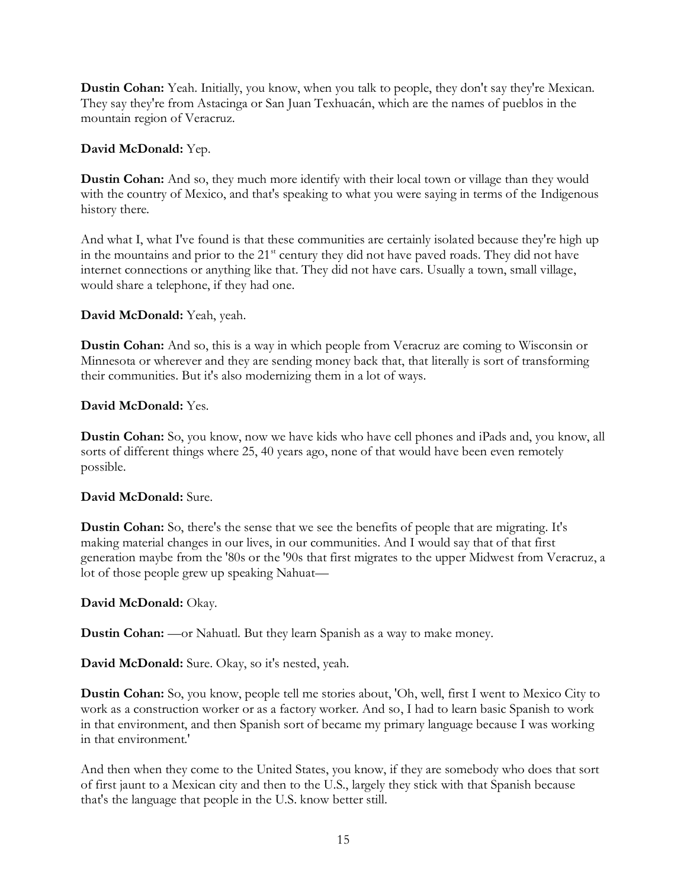**Dustin Cohan:** Yeah. Initially, you know, when you talk to people, they don't say they're Mexican. They say they're from Astacinga or San Juan Texhuacán, which are the names of pueblos in the mountain region of Veracruz.

**David McDonald:** Yep.

**Dustin Cohan:** And so, they much more identify with their local town or village than they would with the country of Mexico, and that's speaking to what you were saying in terms of the Indigenous history there.

And what I, what I've found is that these communities are certainly isolated because they're high up in the mountains and prior to the 21st century they did not have paved roads. They did not have internet connections or anything like that. They did not have cars. Usually a town, small village, would share a telephone, if they had one.

**David McDonald:** Yeah, yeah.

**Dustin Cohan:** And so, this is a way in which people from Veracruz are coming to Wisconsin or Minnesota or wherever and they are sending money back that, that literally is sort of transforming their communities. But it's also modernizing them in a lot of ways.

**David McDonald:** Yes.

**Dustin Cohan:** So, you know, now we have kids who have cell phones and iPads and, you know, all sorts of different things where 25, 40 years ago, none of that would have been even remotely possible.

**David McDonald:** Sure.

**Dustin Cohan:** So, there's the sense that we see the benefits of people that are migrating. It's making material changes in our lives, in our communities. And I would say that of that first generation maybe from the '80s or the '90s that first migrates to the upper Midwest from Veracruz, a lot of those people grew up speaking Nahuat—

**David McDonald:** Okay.

**Dustin Cohan:** —or Nahuatl. But they learn Spanish as a way to make money.

**David McDonald:** Sure. Okay, so it's nested, yeah.

**Dustin Cohan:** So, you know, people tell me stories about, 'Oh, well, first I went to Mexico City to work as a construction worker or as a factory worker. And so, I had to learn basic Spanish to work in that environment, and then Spanish sort of became my primary language because I was working in that environment.'

And then when they come to the United States, you know, if they are somebody who does that sort of first jaunt to a Mexican city and then to the U.S., largely they stick with that Spanish because that's the language that people in the U.S. know better still.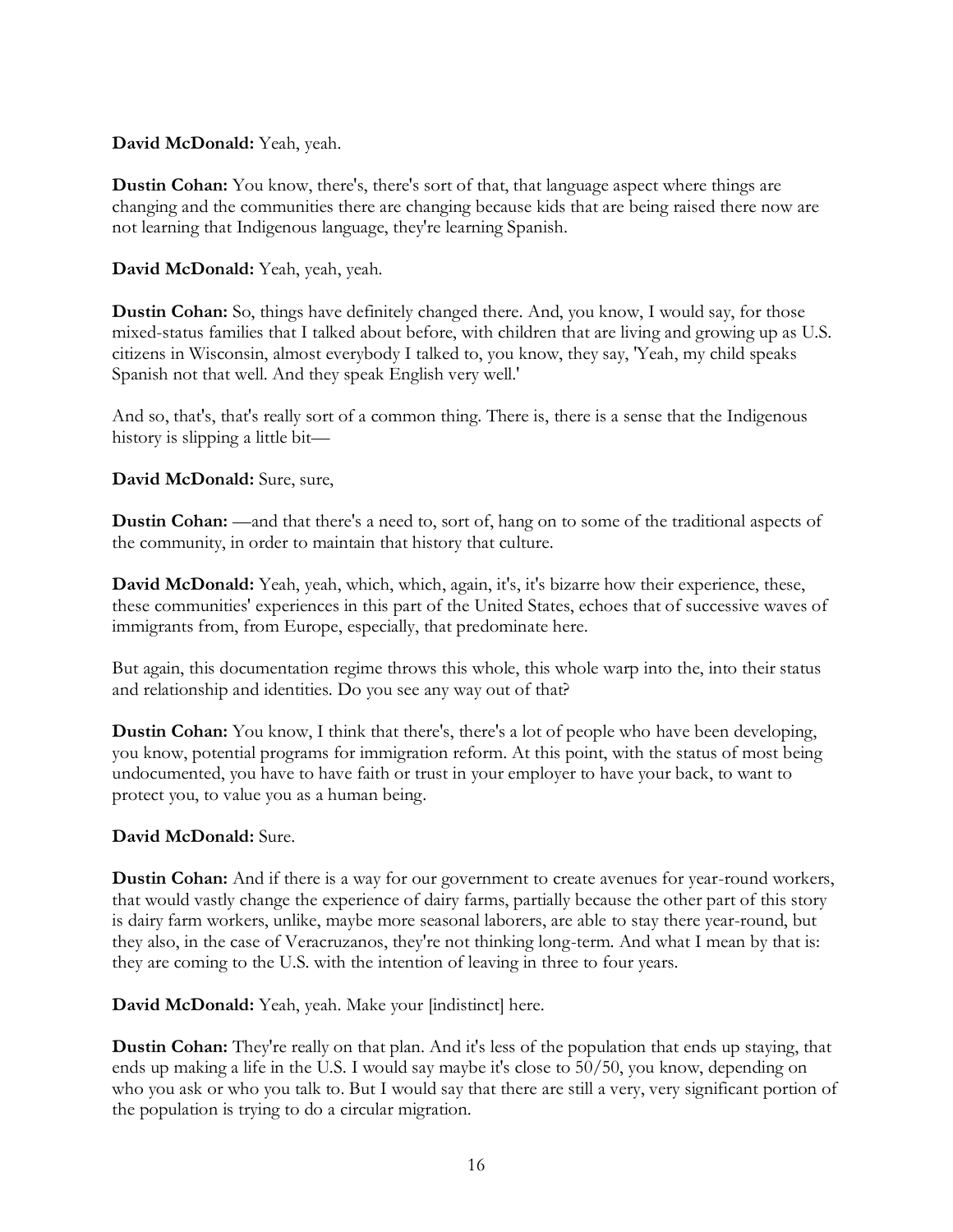**David McDonald:** Yeah, yeah.

**Dustin Cohan:** You know, there's, there's sort of that, that language aspect where things are changing and the communities there are changing because kids that are being raised there now are not learning that Indigenous language, they're learning Spanish.

**David McDonald:** Yeah, yeah, yeah.

**Dustin Cohan:** So, things have definitely changed there. And, you know, I would say, for those mixed-status families that I talked about before, with children that are living and growing up as U.S. citizens in Wisconsin, almost everybody I talked to, you know, they say, 'Yeah, my child speaks Spanish not that well. And they speak English very well.'

And so, that's, that's really sort of a common thing. There is, there is a sense that the Indigenous history is slipping a little bit—

**David McDonald:** Sure, sure,

**Dustin Cohan:** —and that there's a need to, sort of, hang on to some of the traditional aspects of the community, in order to maintain that history that culture.

**David McDonald:** Yeah, yeah, which, which, again, it's, it's bizarre how their experience, these, these communities' experiences in this part of the United States, echoes that of successive waves of immigrants from, from Europe, especially, that predominate here.

But again, this documentation regime throws this whole, this whole warp into the, into their status and relationship and identities. Do you see any way out of that?

**Dustin Cohan:** You know, I think that there's, there's a lot of people who have been developing, you know, potential programs for immigration reform. At this point, with the status of most being undocumented, you have to have faith or trust in your employer to have your back, to want to protect you, to value you as a human being.

**David McDonald:** Sure.

**Dustin Cohan:** And if there is a way for our government to create avenues for year-round workers, that would vastly change the experience of dairy farms, partially because the other part of this story is dairy farm workers, unlike, maybe more seasonal laborers, are able to stay there year-round, but they also, in the case of Veracruzanos, they're not thinking long-term. And what I mean by that is: they are coming to the U.S. with the intention of leaving in three to four years.

**David McDonald:** Yeah, yeah. Make your [indistinct] here.

**Dustin Cohan:** They're really on that plan. And it's less of the population that ends up staying, that ends up making a life in the U.S. I would say maybe it's close to 50/50, you know, depending on who you ask or who you talk to. But I would say that there are still a very, very significant portion of the population is trying to do a circular migration.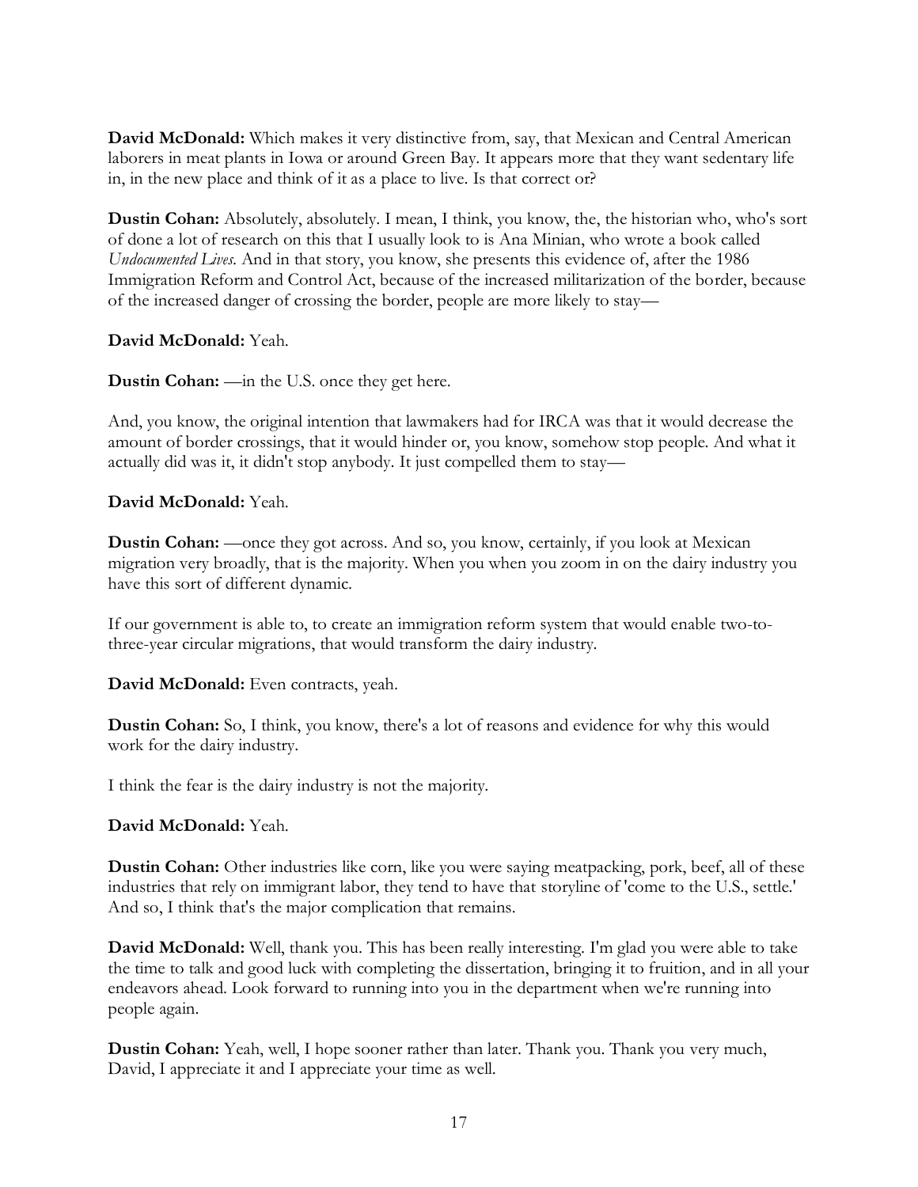**David McDonald:** Which makes it very distinctive from, say, that Mexican and Central American laborers in meat plants in Iowa or around Green Bay. It appears more that they want sedentary life in, in the new place and think of it as a place to live. Is that correct or?

**Dustin Cohan:** Absolutely, absolutely. I mean, I think, you know, the, the historian who, who's sort of done a lot of research on this that I usually look to is Ana Minian, who wrote a book called *Undocumented Lives*. And in that story, you know, she presents this evidence of, after the 1986 Immigration Reform and Control Act, because of the increased militarization of the border, because of the increased danger of crossing the border, people are more likely to stay—

**David McDonald:** Yeah.

**Dustin Cohan:** —in the U.S. once they get here.

And, you know, the original intention that lawmakers had for IRCA was that it would decrease the amount of border crossings, that it would hinder or, you know, somehow stop people. And what it actually did was it, it didn't stop anybody. It just compelled them to stay—

**David McDonald:** Yeah.

**Dustin Cohan:** —once they got across. And so, you know, certainly, if you look at Mexican migration very broadly, that is the majority. When you when you zoom in on the dairy industry you have this sort of different dynamic.

If our government is able to, to create an immigration reform system that would enable two-to-three-year circular migrations, that would transform the dairy industry.

**David McDonald:** Even contracts, yeah.

**Dustin Cohan:** So, I think, you know, there's a lot of reasons and evidence for why this would work for the dairy industry.

I think the fear is the dairy industry is not the majority.

**David McDonald:** Yeah.

**Dustin Cohan:** Other industries like corn, like you were saying meatpacking, pork, beef, all of these industries that rely on immigrant labor, they tend to have that storyline of 'come to the U.S., settle.' And so, I think that's the major complication that remains.

**David McDonald:** Well, thank you. This has been really interesting. I'm glad you were able to take the time to talk and good luck with completing the dissertation, bringing it to fruition, and in all your endeavors ahead. Look forward to running into you in the department when we're running into people again.

**Dustin Cohan:** Yeah, well, I hope sooner rather than later. Thank you. Thank you very much, David, I appreciate it and I appreciate your time as well.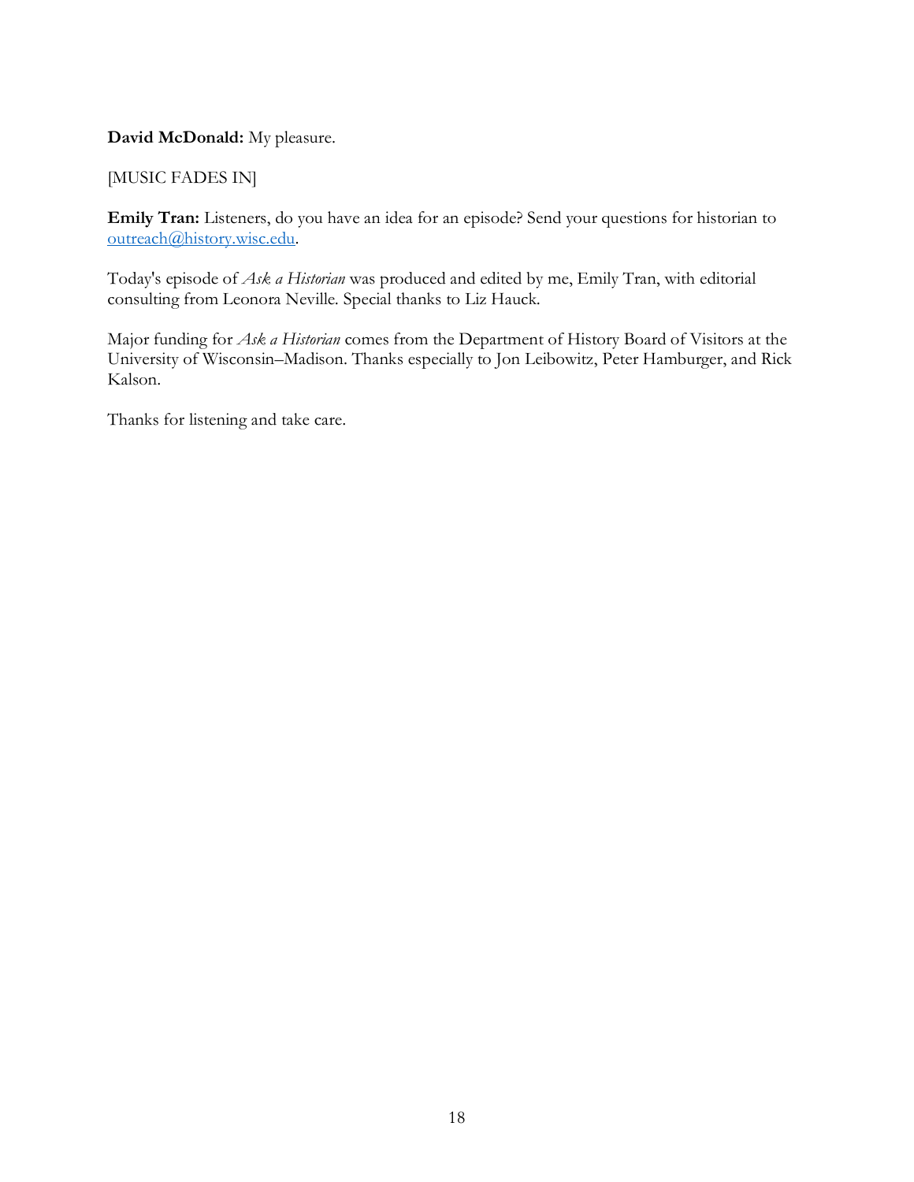**David McDonald:** My pleasure.

[MUSIC FADES IN]

**Emily Tran:** Listeners, do you have an idea for an episode? Send your questions for historian to outreach@history.wisc.edu.

Today's episode of *Ask a Historian* was produced and edited by me, Emily Tran, with editorial consulting from Leonora Neville. Special thanks to Liz Hauck.

Major funding for *Ask a Historian* comes from the Department of History Board of Visitors at the University of Wisconsin–Madison. Thanks especially to Jon Leibowitz, Peter Hamburger, and Rick Kalson.

Thanks for listening and take care.